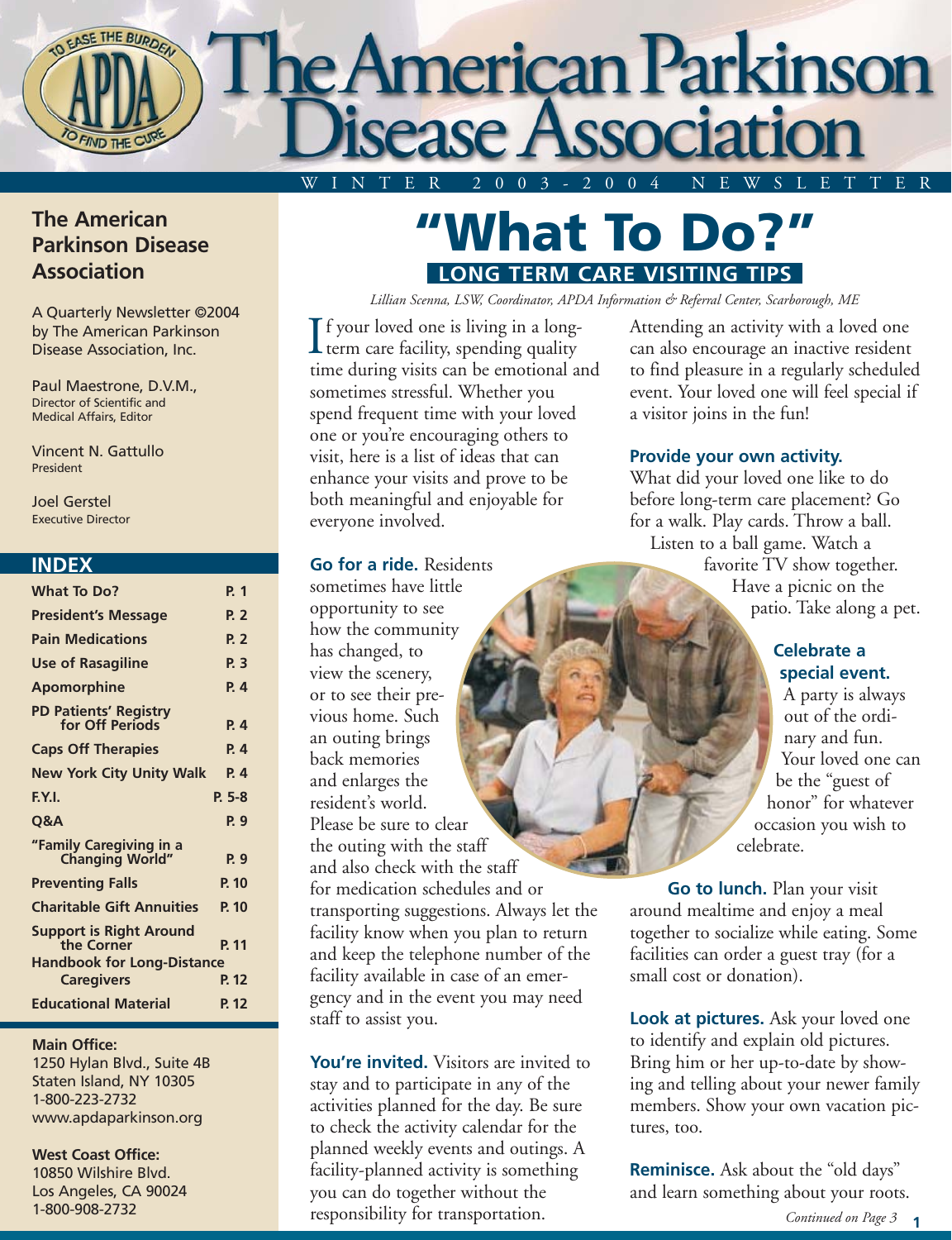# The American Parkinson Disease Association

WINTER 2003-2004 NEWSLETTER

## The American Parkinson Disease Association

A Quarterly Newsletter ©2004 by The American Parkinson Disease Association, Inc.

Paul Maestrone, D.V.M.,
Director of Scientific and Medical Affairs, Editor

Vincent N. Gattullo
President

Joel Gerstel
Executive Director

### INDEX

| | |
|---|---|
| What To Do? | P. 1 |
| President's Message | P. 2 |
| Pain Medications | P. 2 |
| Use of Rasagiline | P. 3 |
| Apomorphine | P. 4 |
| PD Patients' Registry for Off Periods | P. 4 |
| Caps Off Therapies | P. 4 |
| New York City Unity Walk | P. 4 |
| F.Y.I. | P. 5-8 |
| Q&A | P. 9 |
| "Family Caregiving in a Changing World" | P. 9 |
| Preventing Falls | P. 10 |
| Charitable Gift Annuities | P. 10 |
| Support is Right Around the Corner | P. 11 |
| Handbook for Long-Distance Caregivers | P. 12 |
| Educational Material | P. 12 |

**Main Office:**
1250 Hylan Blvd., Suite 4B
Staten Island, NY 10305
1-800-223-2732
www.apdaparkinson.org

**West Coast Office:**
10850 Wilshire Blvd.
Los Angeles, CA 90024
1-800-908-2732

# "What To Do?"

## LONG TERM CARE VISITING TIPS

*Lillian Scenna, LSW, Coordinator, APDA Information & Referral Center, Scarborough, ME*

If your loved one is living in a long-term care facility, spending quality time during visits can be emotional and sometimes stressful. Whether you spend frequent time with your loved one or you're encouraging others to visit, here is a list of ideas that can enhance your visits and prove to be both meaningful and enjoyable for everyone involved.

**Go for a ride.** Residents sometimes have little opportunity to see how the community has changed, to view the scenery, or to see their previous home. Such an outing brings back memories and enlarges the resident's world. Please be sure to clear the outing with the staff and also check with the staff for medication schedules and or transporting suggestions. Always let the facility know when you plan to return and keep the telephone number of the facility available in case of an emergency and in the event you may need staff to assist you.

**You're invited.** Visitors are invited to stay and to participate in any of the activities planned for the day. Be sure to check the activity calendar for the planned weekly events and outings. A facility-planned activity is something you can do together without the responsibility for transportation. Attending an activity with a loved one can also encourage an inactive resident to find pleasure in a regularly scheduled event. Your loved one will feel special if a visitor joins in the fun!

**Provide your own activity.** What did your loved one like to do before long-term care placement? Go for a walk. Play cards. Throw a ball. Listen to a ball game. Watch a favorite TV show together. Have a picnic on the patio. Take along a pet.

**Celebrate a special event.** A party is always out of the ordinary and fun. Your loved one can be the "guest of honor" for whatever occasion you wish to celebrate.

**Go to lunch.** Plan your visit around mealtime and enjoy a meal together to socialize while eating. Some facilities can order a guest tray (for a small cost or donation).

**Look at pictures.** Ask your loved one to identify and explain old pictures. Bring him or her up-to-date by showing and telling about your newer family members. Show your own vacation pictures, too.

**Reminisce.** Ask about the "old days" and learn something about your roots.

*Continued on Page 3*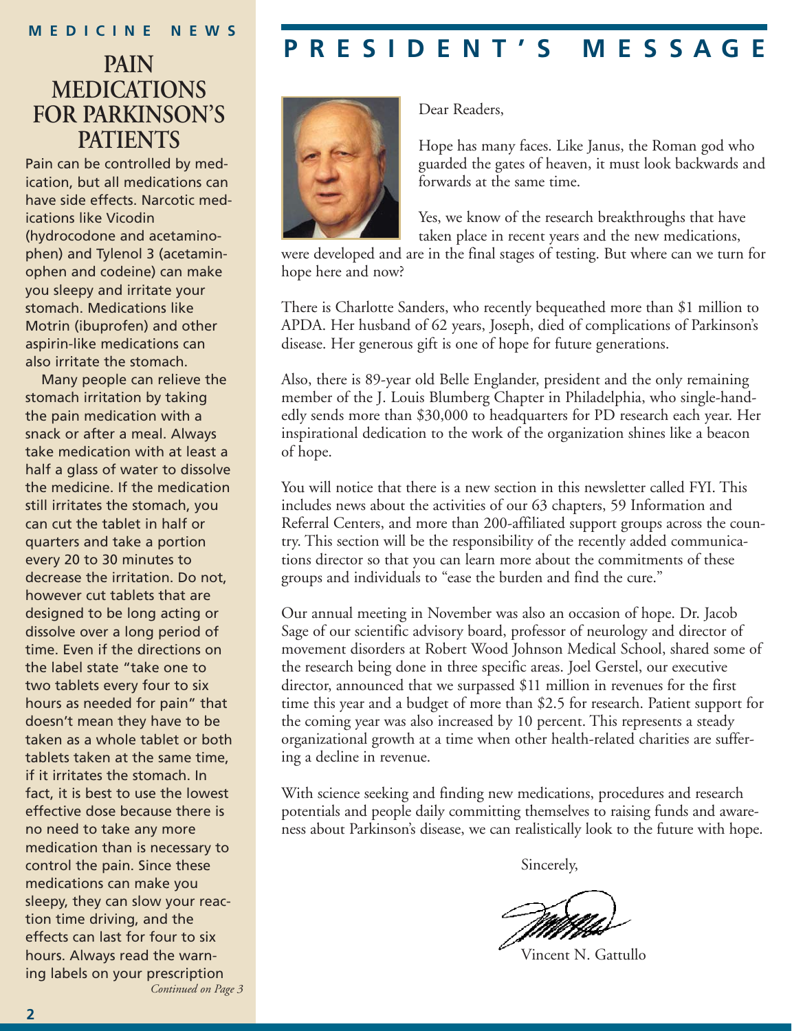MEDICINE NEWS

## PAIN MEDICATIONS FOR PARKINSON'S PATIENTS

Pain can be controlled by medication, but all medications can have side effects. Narcotic medications like Vicodin (hydrocodone and acetaminophen) and Tylenol 3 (acetaminophen and codeine) can make you sleepy and irritate your stomach. Medications like Motrin (ibuprofen) and other aspirin-like medications can also irritate the stomach.

Many people can relieve the stomach irritation by taking the pain medication with a snack or after a meal. Always take medication with at least a half a glass of water to dissolve the medicine. If the medication still irritates the stomach, you can cut the tablet in half or quarters and take a portion every 20 to 30 minutes to decrease the irritation. Do not, however cut tablets that are designed to be long acting or dissolve over a long period of time. Even if the directions on the label state "take one to two tablets every four to six hours as needed for pain" that doesn't mean they have to be taken as a whole tablet or both tablets taken at the same time, if it irritates the stomach. In fact, it is best to use the lowest effective dose because there is no need to take any more medication than is necessary to control the pain. Since these medications can make you sleepy, they can slow your reaction time driving, and the effects can last for four to six hours. Always read the warning labels on your prescription

*Continued on Page 3*

# PRESIDENT'S MESSAGE

Dear Readers,

Hope has many faces. Like Janus, the Roman god who guarded the gates of heaven, it must look backwards and forwards at the same time.

Yes, we know of the research breakthroughs that have taken place in recent years and the new medications, were developed and are in the final stages of testing. But where can we turn for hope here and now?

There is Charlotte Sanders, who recently bequeathed more than $1 million to APDA. Her husband of 62 years, Joseph, died of complications of Parkinson's disease. Her generous gift is one of hope for future generations.

Also, there is 89-year old Belle Englander, president and the only remaining member of the J. Louis Blumberg Chapter in Philadelphia, who single-handedly sends more than $30,000 to headquarters for PD research each year. Her inspirational dedication to the work of the organization shines like a beacon of hope.

You will notice that there is a new section in this newsletter called FYI. This includes news about the activities of our 63 chapters, 59 Information and Referral Centers, and more than 200-affiliated support groups across the country. This section will be the responsibility of the recently added communications director so that you can learn more about the commitments of these groups and individuals to "ease the burden and find the cure."

Our annual meeting in November was also an occasion of hope. Dr. Jacob Sage of our scientific advisory board, professor of neurology and director of movement disorders at Robert Wood Johnson Medical School, shared some of the research being done in three specific areas. Joel Gerstel, our executive director, announced that we surpassed $11 million in revenues for the first time this year and a budget of more than $2.5 for research. Patient support for the coming year was also increased by 10 percent. This represents a steady organizational growth at a time when other health-related charities are suffering a decline in revenue.

With science seeking and finding new medications, procedures and research potentials and people daily committing themselves to raising funds and awareness about Parkinson's disease, we can realistically look to the future with hope.

Sincerely,

Vincent N. Gattullo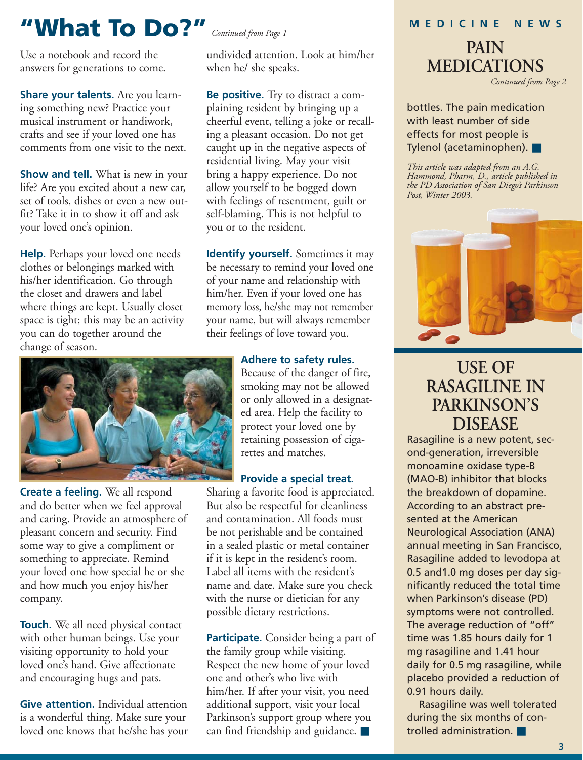# "What To Do?"

*Continued from Page 1*

Use a notebook and record the answers for generations to come.

**Share your talents.** Are you learning something new? Practice your musical instrument or handiwork, crafts and see if your loved one has comments from one visit to the next.

**Show and tell.** What is new in your life? Are you excited about a new car, set of tools, dishes or even a new outfit? Take it in to show it off and ask your loved one's opinion.

**Help.** Perhaps your loved one needs clothes or belongings marked with his/her identification. Go through the closet and drawers and label where things are kept. Usually closet space is tight; this may be an activity you can do together around the change of season.

**Create a feeling.** We all respond and do better when we feel approval and caring. Provide an atmosphere of pleasant concern and security. Find some way to give a compliment or something to appreciate. Remind your loved one how special he or she and how much you enjoy his/her company.

**Touch.** We all need physical contact with other human beings. Use your visiting opportunity to hold your loved one's hand. Give affectionate and encouraging hugs and pats.

**Give attention.** Individual attention is a wonderful thing. Make sure your loved one knows that he/she has your undivided attention. Look at him/her when he/ she speaks.

**Be positive.** Try to distract a complaining resident by bringing up a cheerful event, telling a joke or recalling a pleasant occasion. Do not get caught up in the negative aspects of residential living. May your visit bring a happy experience. Do not allow yourself to be bogged down with feelings of resentment, guilt or self-blaming. This is not helpful to you or to the resident.

**Identify yourself.** Sometimes it may be necessary to remind your loved one of your name and relationship with him/her. Even if your loved one has memory loss, he/she may not remember your name, but will always remember their feelings of love toward you.

**Adhere to safety rules.** Because of the danger of fire, smoking may not be allowed or only allowed in a designated area. Help the facility to protect your loved one by retaining possession of cigarettes and matches.

**Provide a special treat.** Sharing a favorite food is appreciated. But also be respectful for cleanliness and contamination. All foods must be not perishable and be contained in a sealed plastic or metal container if it is kept in the resident's room. Label all items with the resident's name and date. Make sure you check with the nurse or dietician for any possible dietary restrictions.

**Participate.** Consider being a part of the family group while visiting. Respect the new home of your loved one and other's who live with him/her. If after your visit, you need additional support, visit your local Parkinson's support group where you can find friendship and guidance. ■

MEDICINE NEWS

## PAIN MEDICATIONS

*Continued from Page 2*

bottles. The pain medication with least number of side effects for most people is Tylenol (acetaminophen). ■

*This article was adapted from an A.G. Hammond, Pharm, D., article published in the PD Association of San Diego's Parkinson Post, Winter 2003.*

## USE OF RASAGILINE IN PARKINSON'S DISEASE

Rasagiline is a new potent, second-generation, irreversible monoamine oxidase type-B (MAO-B) inhibitor that blocks the breakdown of dopamine. According to an abstract presented at the American Neurological Association (ANA) annual meeting in San Francisco, Rasagiline added to levodopa at 0.5 and1.0 mg doses per day significantly reduced the total time when Parkinson's disease (PD) symptoms were not controlled. The average reduction of "off" time was 1.85 hours daily for 1 mg rasagiline and 1.41 hour daily for 0.5 mg rasagiline, while placebo provided a reduction of 0.91 hours daily.

Rasagiline was well tolerated during the six months of controlled administration. ■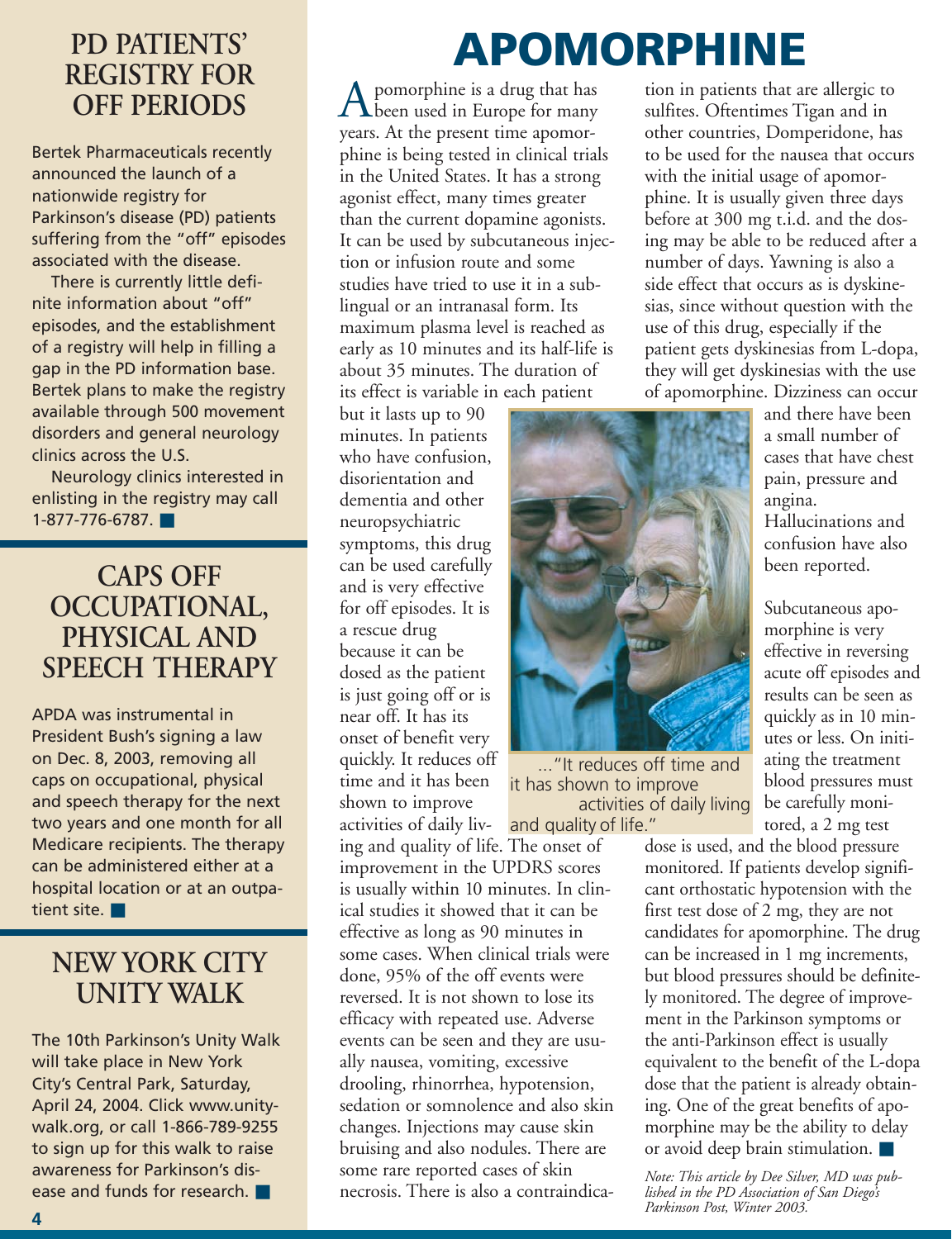## PD PATIENTS' REGISTRY FOR OFF PERIODS

Bertek Pharmaceuticals recently announced the launch of a nationwide registry for Parkinson's disease (PD) patients suffering from the "off" episodes associated with the disease.

There is currently little definite information about "off" episodes, and the establishment of a registry will help in filling a gap in the PD information base. Bertek plans to make the registry available through 500 movement disorders and general neurology clinics across the U.S.

Neurology clinics interested in enlisting in the registry may call 1-877-776-6787. ■

## CAPS OFF OCCUPATIONAL, PHYSICAL AND SPEECH THERAPY

APDA was instrumental in President Bush's signing a law on Dec. 8, 2003, removing all caps on occupational, physical and speech therapy for the next two years and one month for all Medicare recipients. The therapy can be administered either at a hospital location or at an outpatient site. ■

## NEW YORK CITY UNITY WALK

The 10th Parkinson's Unity Walk will take place in New York City's Central Park, Saturday, April 24, 2004. Click www.unitywalk.org, or call 1-866-789-9255 to sign up for this walk to raise awareness for Parkinson's disease and funds for research. ■

# APOMORPHINE

Apomorphine is a drug that has been used in Europe for many years. At the present time apomorphine is being tested in clinical trials in the United States. It has a strong agonist effect, many times greater than the current dopamine agonists. It can be used by subcutaneous injection or infusion route and some studies have tried to use it in a sublingual or an intranasal form. Its maximum plasma level is reached as early as 10 minutes and its half-life is about 35 minutes. The duration of its effect is variable in each patient but it lasts up to 90 minutes. In patients who have confusion, disorientation and dementia and other neuropsychiatric symptoms, this drug can be used carefully and is very effective for off episodes. It is a rescue drug because it can be dosed as the patient is just going off or is near off. It has its onset of benefit very quickly. It reduces off time and it has been shown to improve activities of daily living and quality of life. The onset of improvement in the UPDRS scores is usually within 10 minutes. In clinical studies it showed that it can be effective as long as 90 minutes in some cases. When clinical trials were done, 95% of the off events were reversed. It is not shown to lose its efficacy with repeated use. Adverse events can be seen and they are usually nausea, vomiting, excessive drooling, rhinorrhea, hypotension, sedation or somnolence and also skin changes. Injections may cause skin bruising and also nodules. There are some rare reported cases of skin necrosis. There is also a contraindication in patients that are allergic to sulfites. Oftentimes Tigan and in other countries, Domperidone, has to be used for the nausea that occurs with the initial usage of apomorphine. It is usually given three days before at 300 mg t.i.d. and the dosing may be able to be reduced after a number of days. Yawning is also a side effect that occurs as is dyskinesias, since without question with the use of this drug, especially if the patient gets dyskinesias from L-dopa, they will get dyskinesias with the use of apomorphine. Dizziness can occur and there have been a small number of cases that have chest pain, pressure and angina. Hallucinations and confusion have also been reported.

...“It reduces off time and it has shown to improve activities of daily living and quality of life.”

Subcutaneous apomorphine is very effective in reversing acute off episodes and results can be seen as quickly as in 10 minutes or less. On initiating the treatment blood pressures must be carefully monitored, a 2 mg test dose is used, and the blood pressure monitored. If patients develop significant orthostatic hypotension with the first test dose of 2 mg, they are not candidates for apomorphine. The drug can be increased in 1 mg increments, but blood pressures should be definitely monitored. The degree of improvement in the Parkinson symptoms or the anti-Parkinson effect is usually equivalent to the benefit of the L-dopa dose that the patient is already obtaining. One of the great benefits of apomorphine may be the ability to delay or avoid deep brain stimulation. ■

*Note: This article by Dee Silver, MD was published in the PD Association of San Diego's Parkinson Post, Winter 2003.*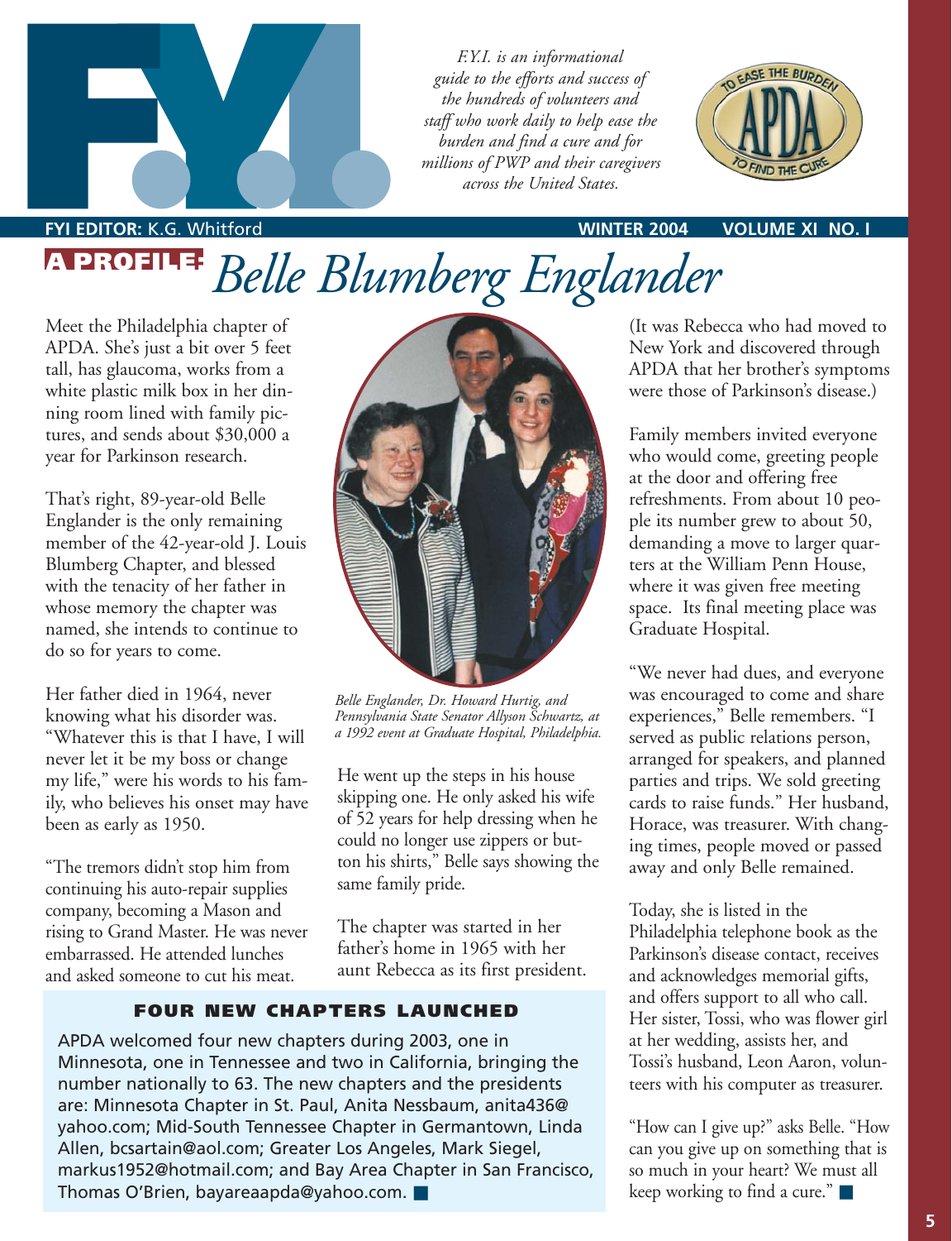*F.Y.I. is an informational guide to the efforts and success of the hundreds of volunteers and staff who work daily to help ease the burden and find a cure and for millions of PWP and their caregivers across the United States.*

**FYI EDITOR:** K.G. Whitford

**WINTER 2004 VOLUME XI NO. I**

# A PROFILE: *Belle Blumberg Englander*

Meet the Philadelphia chapter of APDA. She's just a bit over 5 feet tall, has glaucoma, works from a white plastic milk box in her dining room lined with family pictures, and sends about $30,000 a year for Parkinson research.

That's right, 89-year-old Belle Englander is the only remaining member of the 42-year-old J. Louis Blumberg Chapter, and blessed with the tenacity of her father in whose memory the chapter was named, she intends to continue to do so for years to come.

Her father died in 1964, never knowing what his disorder was. "Whatever this is that I have, I will never let it be my boss or change my life," were his words to his family, who believes his onset may have been as early as 1950.

"The tremors didn't stop him from continuing his auto-repair supplies company, becoming a Mason and rising to Grand Master. He was never embarrassed. He attended lunches and asked someone to cut his meat.

*Belle Englander, Dr. Howard Hurtig, and Pennsylvania State Senator Allyson Schwartz, at a 1992 event at Graduate Hospital, Philadelphia.*

He went up the steps in his house skipping one. He only asked his wife of 52 years for help dressing when he could no longer use zippers or button his shirts," Belle says showing the same family pride.

The chapter was started in her father's home in 1965 with her aunt Rebecca as its first president. (It was Rebecca who had moved to New York and discovered through APDA that her brother's symptoms were those of Parkinson's disease.)

Family members invited everyone who would come, greeting people at the door and offering free refreshments. From about 10 people its number grew to about 50, demanding a move to larger quarters at the William Penn House, where it was given free meeting space. Its final meeting place was Graduate Hospital.

"We never had dues, and everyone was encouraged to come and share experiences," Belle remembers. "I served as public relations person, arranged for speakers, and planned parties and trips. We sold greeting cards to raise funds." Her husband, Horace, was treasurer. With changing times, people moved or passed away and only Belle remained.

Today, she is listed in the Philadelphia telephone book as the Parkinson's disease contact, receives and acknowledges memorial gifts, and offers support to all who call. Her sister, Tossi, who was flower girl at her wedding, assists her, and Tossi's husband, Leon Aaron, volunteers with his computer as treasurer.

"How can I give up?" asks Belle. "How can you give up on something that is so much in your heart? We must all keep working to find a cure." ■

## FOUR NEW CHAPTERS LAUNCHED

APDA welcomed four new chapters during 2003, one in Minnesota, one in Tennessee and two in California, bringing the number nationally to 63. The new chapters and the presidents are: Minnesota Chapter in St. Paul, Anita Nessbaum, anita436@yahoo.com; Mid-South Tennessee Chapter in Germantown, Linda Allen, bcsartain@aol.com; Greater Los Angeles, Mark Siegel, markus1952@hotmail.com; and Bay Area Chapter in San Francisco, Thomas O'Brien, bayareaapda@yahoo.com. ■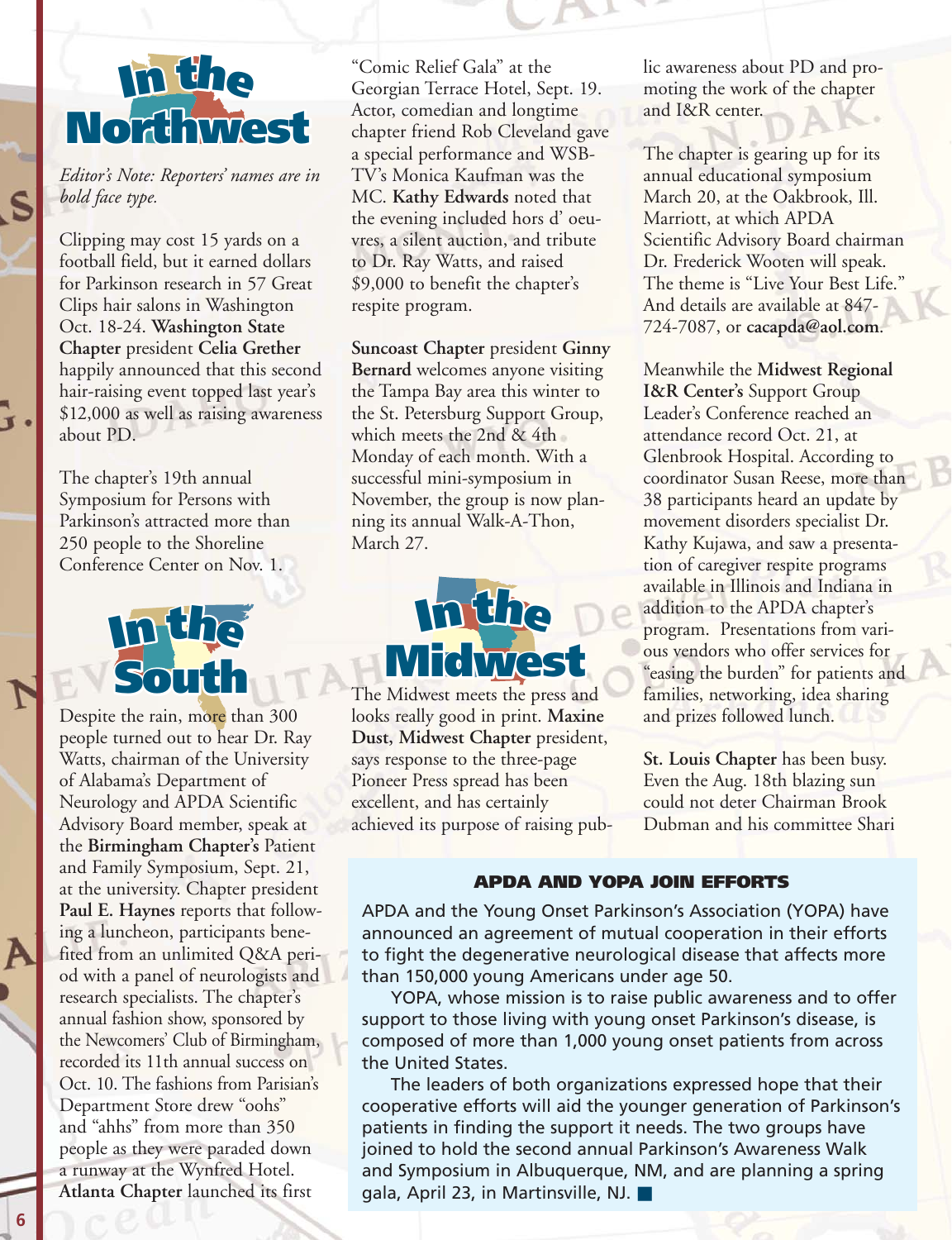# In the Northwest

*Editor's Note: Reporters' names are in bold face type.*

Clipping may cost 15 yards on a football field, but it earned dollars for Parkinson research in 57 Great Clips hair salons in Washington Oct. 18-24. **Washington State Chapter** president **Celia Grether** happily announced that this second hair-raising event topped last year's $12,000 as well as raising awareness about PD.

The chapter's 19th annual Symposium for Persons with Parkinson's attracted more than 250 people to the Shoreline Conference Center on Nov. 1.

# In the South

Despite the rain, more than 300 people turned out to hear Dr. Ray Watts, chairman of the University of Alabama's Department of Neurology and APDA Scientific Advisory Board member, speak at the **Birmingham Chapter's** Patient and Family Symposium, Sept. 21, at the university. Chapter president **Paul E. Haynes** reports that following a luncheon, participants benefited from an unlimited Q&A period with a panel of neurologists and research specialists. The chapter's annual fashion show, sponsored by the Newcomers' Club of Birmingham, recorded its 11th annual success on Oct. 10. The fashions from Parisian's Department Store drew "oohs" and "ahhs" from more than 350 people as they were paraded down a runway at the Wynfred Hotel. **Atlanta Chapter** launched its first "Comic Relief Gala" at the Georgian Terrace Hotel, Sept. 19. Actor, comedian and longtime chapter friend Rob Cleveland gave a special performance and WSB-TV's Monica Kaufman was the MC. **Kathy Edwards** noted that the evening included hors d' oeuvres, a silent auction, and tribute to Dr. Ray Watts, and raised $9,000 to benefit the chapter's respite program.

**Suncoast Chapter** president **Ginny Bernard** welcomes anyone visiting the Tampa Bay area this winter to the St. Petersburg Support Group, which meets the 2nd & 4th Monday of each month. With a successful mini-symposium in November, the group is now planning its annual Walk-A-Thon, March 27.

# In the Midwest

The Midwest meets the press and looks really good in print. **Maxine Dust, Midwest Chapter** president, says response to the three-page Pioneer Press spread has been excellent, and has certainly achieved its purpose of raising public awareness about PD and promoting the work of the chapter and I&R center.

The chapter is gearing up for its annual educational symposium March 20, at the Oakbrook, Ill. Marriott, at which APDA Scientific Advisory Board chairman Dr. Frederick Wooten will speak. The theme is "Live Your Best Life." And details are available at 847-724-7087, or **cacapda@aol.com**.

Meanwhile the **Midwest Regional I&R Center's** Support Group Leader's Conference reached an attendance record Oct. 21, at Glenbrook Hospital. According to coordinator Susan Reese, more than 38 participants heard an update by movement disorders specialist Dr. Kathy Kujawa, and saw a presentation of caregiver respite programs available in Illinois and Indiana in addition to the APDA chapter's program. Presentations from various vendors who offer services for "easing the burden" for patients and families, networking, idea sharing and prizes followed lunch.

**St. Louis Chapter** has been busy. Even the Aug. 18th blazing sun could not deter Chairman Brook Dubman and his committee Shari

## APDA AND YOPA JOIN EFFORTS

APDA and the Young Onset Parkinson's Association (YOPA) have announced an agreement of mutual cooperation in their efforts to fight the degenerative neurological disease that affects more than 150,000 young Americans under age 50.

YOPA, whose mission is to raise public awareness and to offer support to those living with young onset Parkinson's disease, is composed of more than 1,000 young onset patients from across the United States.

The leaders of both organizations expressed hope that their cooperative efforts will aid the younger generation of Parkinson's patients in finding the support it needs. The two groups have joined to hold the second annual Parkinson's Awareness Walk and Symposium in Albuquerque, NM, and are planning a spring gala, April 23, in Martinsville, NJ. ■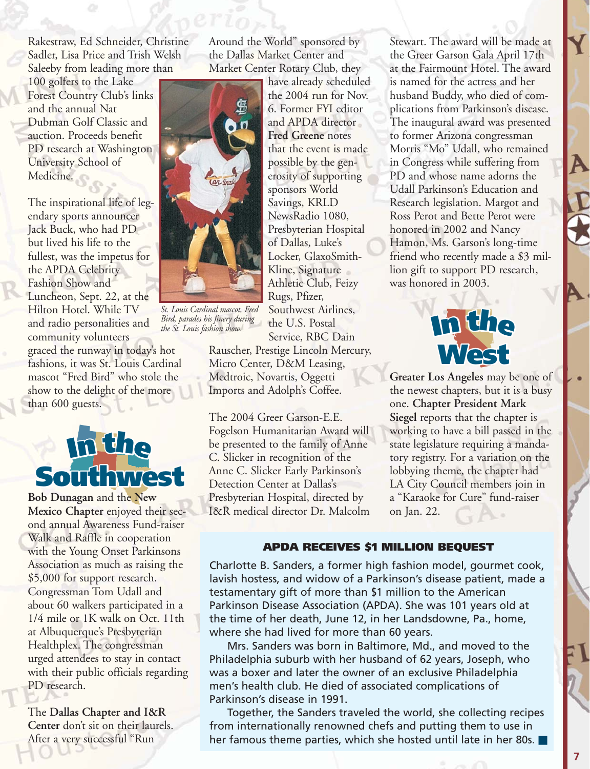Rakestraw, Ed Schneider, Christine Sadler, Lisa Price and Trish Welsh Saleeby from leading more than 100 golfers to the Lake Forest Country Club's links and the annual Nat Dubman Golf Classic and auction. Proceeds benefit PD research at Washington University School of Medicine.

The inspirational life of legendary sports announcer Jack Buck, who had PD but lived his life to the fullest, was the impetus for the APDA Celebrity Fashion Show and Luncheon, Sept. 22, at the Hilton Hotel. While TV and radio personalities and community volunteers graced the runway in today's hot fashions, it was St. Louis Cardinal mascot "Fred Bird" who stole the show to the delight of the more than 600 guests.

*St. Louis Cardinal mascot, Fred Bird, parades his finery during the St. Louis fashion show.*

## In the Southwest

**Bob Dunagan** and the **New Mexico Chapter** enjoyed their second annual Awareness Fund-raiser Walk and Raffle in cooperation with the Young Onset Parkinsons Association as much as raising the $5,000 for support research. Congressman Tom Udall and about 60 walkers participated in a 1/4 mile or 1K walk on Oct. 11th at Albuquerque's Presbyterian Healthplex. The congressman urged attendees to stay in contact with their public officials regarding PD research.

The **Dallas Chapter and I&R Center** don't sit on their laurels. After a very successful "Run Around the World" sponsored by the Dallas Market Center and Market Center Rotary Club, they have already scheduled the 2004 run for Nov. 6. Former FYI editor and APDA director **Fred Greene** notes that the event is made possible by the generosity of supporting sponsors World Savings, KRLD NewsRadio 1080, Presbyterian Hospital of Dallas, Luke's Locker, GlaxoSmithKline, Signature Athletic Club, Feizy Rugs, Pfizer, Southwest Airlines, the U.S. Postal Service, RBC Dain Rauscher, Prestige Lincoln Mercury, Micro Center, D&M Leasing, Medtroic, Novartis, Oggetti Imports and Adolph's Coffee.

The 2004 Greer Garson-E.E. Fogelson Humanitarian Award will be presented to the family of Anne C. Slicker in recognition of the Anne C. Slicker Early Parkinson's Detection Center at Dallas's Presbyterian Hospital, directed by I&R medical director Dr. Malcolm Stewart. The award will be made at the Greer Garson Gala April 17th at the Fairmount Hotel. The award is named for the actress and her husband Buddy, who died of complications from Parkinson's disease. The inaugural award was presented to former Arizona congressman Morris "Mo" Udall, who remained in Congress while suffering from PD and whose name adorns the Udall Parkinson's Education and Research legislation. Margot and Ross Perot and Bette Perot were honored in 2002 and Nancy Hamon, Ms. Garson's long-time friend who recently made a $3 million gift to support PD research, was honored in 2003.

## In the West

**Greater Los Angeles** may be one of the newest chapters, but it is a busy one. **Chapter President Mark Siegel** reports that the chapter is working to have a bill passed in the state legislature requiring a mandatory registry. For a variation on the lobbying theme, the chapter had LA City Council members join in a "Karaoke for Cure" fund-raiser on Jan. 22.

### APDA RECEIVES $1 MILLION BEQUEST

Charlotte B. Sanders, a former high fashion model, gourmet cook, lavish hostess, and widow of a Parkinson's disease patient, made a testamentary gift of more than $1 million to the American Parkinson Disease Association (APDA). She was 101 years old at the time of her death, June 12, in her Landsdowne, Pa., home, where she had lived for more than 60 years.

Mrs. Sanders was born in Baltimore, Md., and moved to the Philadelphia suburb with her husband of 62 years, Joseph, who was a boxer and later the owner of an exclusive Philadelphia men's health club. He died of associated complications of Parkinson's disease in 1991.

Together, the Sanders traveled the world, she collecting recipes from internationally renowned chefs and putting them to use in her famous theme parties, which she hosted until late in her 80s. ■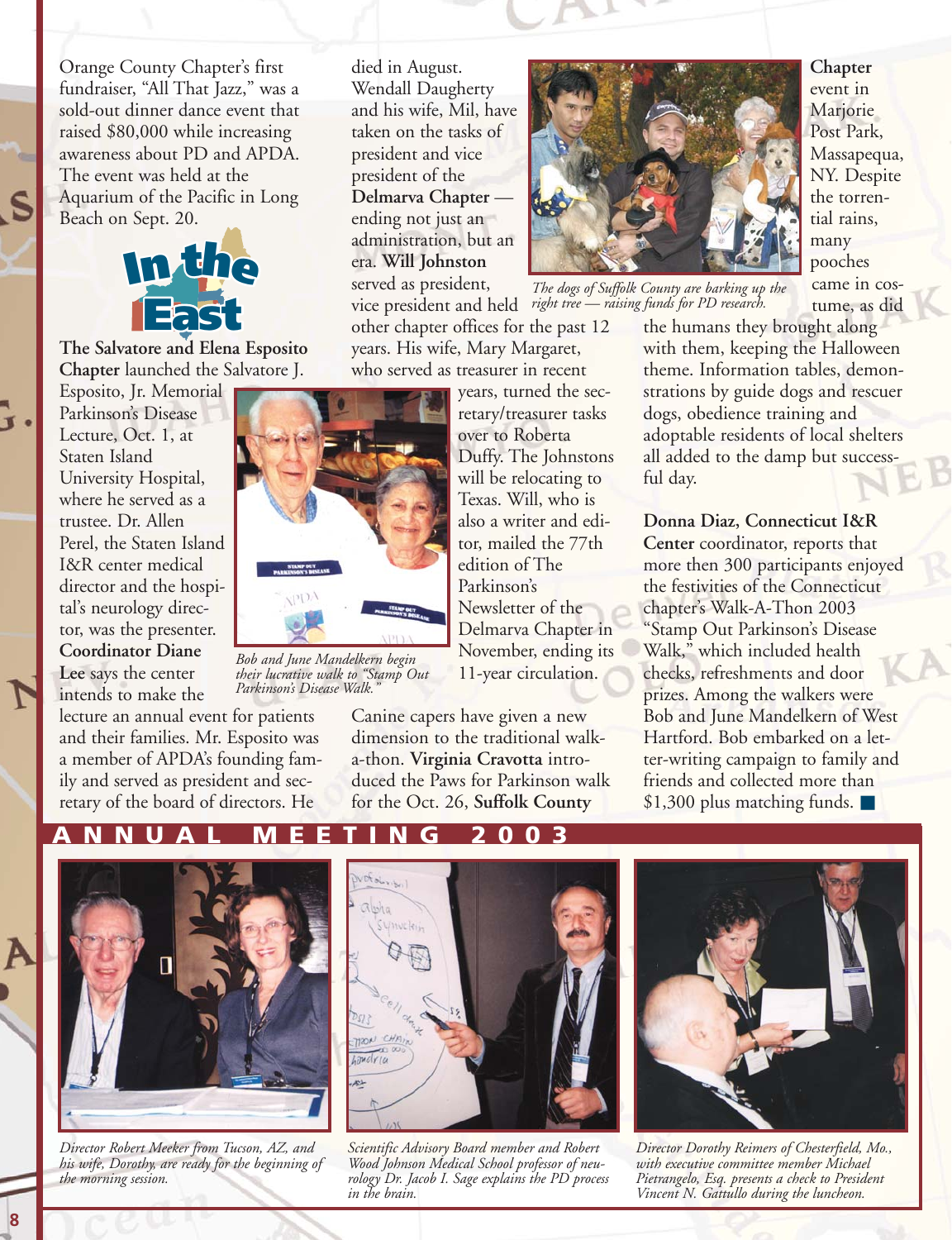Orange County Chapter's first fundraiser, "All That Jazz," was a sold-out dinner dance event that raised $80,000 while increasing awareness about PD and APDA. The event was held at the Aquarium of the Pacific in Long Beach on Sept. 20.

## In the East

**The Salvatore and Elena Esposito Chapter** launched the Salvatore J. Esposito, Jr. Memorial Parkinson's Disease Lecture, Oct. 1, at Staten Island University Hospital, where he served as a trustee. Dr. Allen Perel, the Staten Island I&R center medical director and the hospital's neurology director, was the presenter. **Coordinator Diane Lee** says the center intends to make the lecture an annual event for patients and their families. Mr. Esposito was a member of APDA's founding family and served as president and secretary of the board of directors. He died in August.

*Bob and June Mandelkern begin their lucrative walk to "Stamp Out Parkinson's Disease Walk."*

Wendall Daugherty and his wife, Mil, have taken on the tasks of president and vice president of the **Delmarva Chapter** — ending not just an administration, but an era. **Will Johnston** served as president, vice president and held other chapter offices for the past 12 years. His wife, Mary Margaret, who served as treasurer in recent years, turned the secretary/treasurer tasks over to Roberta Duffy. The Johnstons will be relocating to Texas. Will, who is also a writer and editor, mailed the 77th edition of The Parkinson's Newsletter of the Delmarva Chapter in November, ending its 11-year circulation.

Canine capers have given a new dimension to the traditional walk-a-thon. **Virginia Cravotta** introduced the Paws for Parkinson walk for the Oct. 26, **Suffolk County Chapter** event in Marjorie Post Park, Massapequa, NY. Despite the torrential rains, many pooches came in costume, as did the humans they brought along with them, keeping the Halloween theme. Information tables, demonstrations by guide dogs and rescuer dogs, obedience training and adoptable residents of local shelters all added to the damp but successful day.

*The dogs of Suffolk County are barking up the right tree — raising funds for PD research.*

**Donna Diaz, Connecticut I&R Center** coordinator, reports that more then 300 participants enjoyed the festivities of the Connecticut chapter's Walk-A-Thon 2003 "Stamp Out Parkinson's Disease Walk," which included health checks, refreshments and door prizes. Among the walkers were Bob and June Mandelkern of West Hartford. Bob embarked on a letter-writing campaign to family and friends and collected more than $1,300 plus matching funds. ■

## ANNUAL MEETING 2003

*Director Robert Meeker from Tucson, AZ, and his wife, Dorothy, are ready for the beginning of the morning session.*

*Scientific Advisory Board member and Robert Wood Johnson Medical School professor of neurology Dr. Jacob I. Sage explains the PD process in the brain.*

*Director Dorothy Reimers of Chesterfield, Mo., with executive committee member Michael Pietrangelo, Esq. presents a check to President Vincent N. Gattullo during the luncheon.*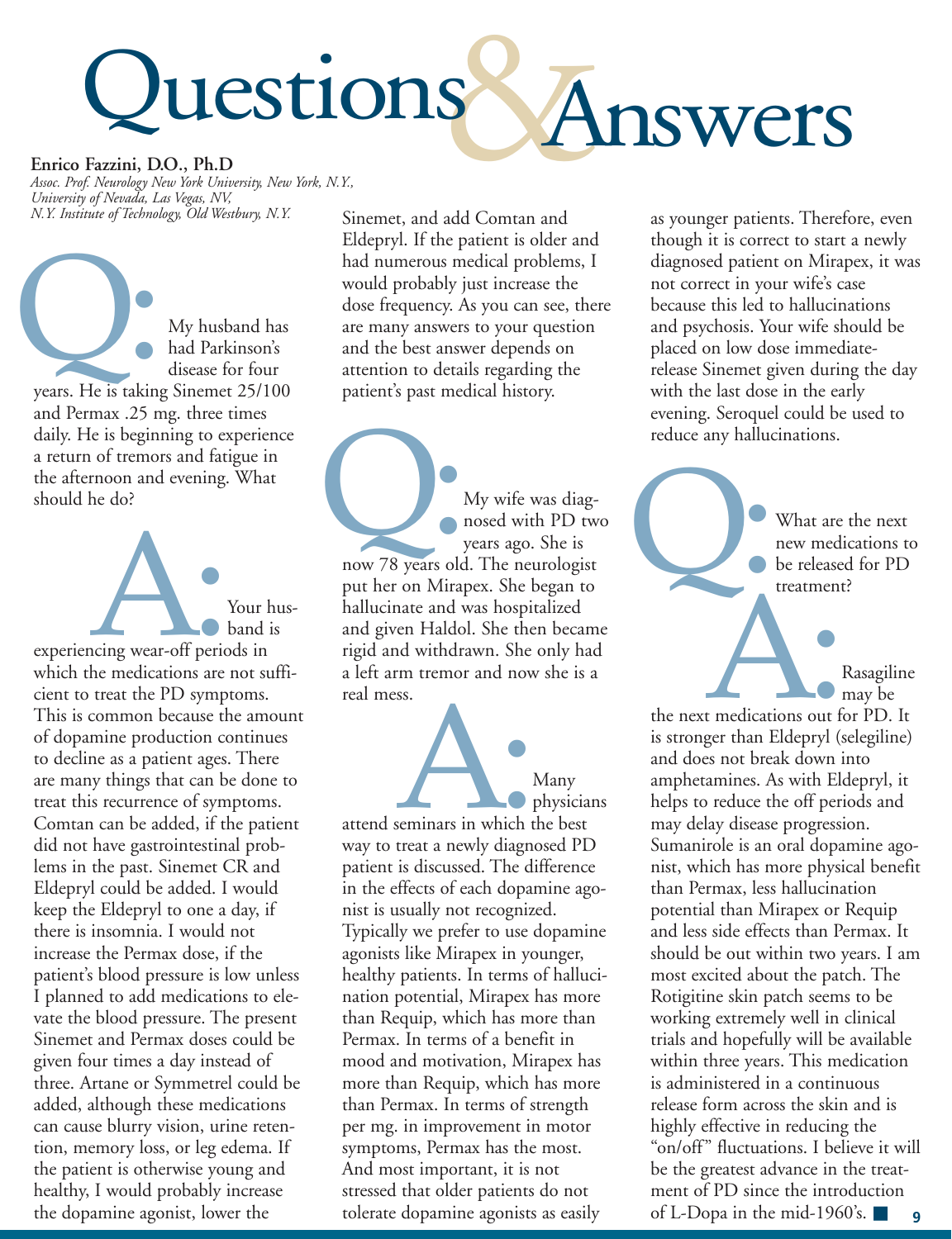# Questions & Answers

**Enrico Fazzini, D.O., Ph.D**
*Assoc. Prof. Neurology New York University, New York, N.Y., University of Nevada, Las Vegas, NV, N.Y. Institute of Technology, Old Westbury, N.Y.*

**Q:** My husband has had Parkinson's disease for four years. He is taking Sinemet 25/100 and Permax .25 mg. three times daily. He is beginning to experience a return of tremors and fatigue in the afternoon and evening. What should he do?

**A:** Your husband is experiencing wear-off periods in which the medications are not sufficient to treat the PD symptoms. This is common because the amount of dopamine production continues to decline as a patient ages. There are many things that can be done to treat this recurrence of symptoms. Comtan can be added, if the patient did not have gastrointestinal problems in the past. Sinemet CR and Eldepryl could be added. I would keep the Eldepryl to one a day, if there is insomnia. I would not increase the Permax dose, if the patient's blood pressure is low unless I planned to add medications to elevate the blood pressure. The present Sinemet and Permax doses could be given four times a day instead of three. Artane or Symmetrel could be added, although these medications can cause blurry vision, urine retention, memory loss, or leg edema. If the patient is otherwise young and healthy, I would probably increase the dopamine agonist, lower the Sinemet, and add Comtan and Eldepryl. If the patient is older and had numerous medical problems, I would probably just increase the dose frequency. As you can see, there are many answers to your question and the best answer depends on attention to details regarding the patient's past medical history.

**Q:** My wife was diagnosed with PD two years ago. She is now 78 years old. The neurologist put her on Mirapex. She began to hallucinate and was hospitalized and given Haldol. She then became rigid and withdrawn. She only had a left arm tremor and now she is a real mess.

**A:** Many physicians attend seminars in which the best way to treat a newly diagnosed PD patient is discussed. The difference in the effects of each dopamine agonist is usually not recognized. Typically we prefer to use dopamine agonists like Mirapex in younger, healthy patients. In terms of hallucination potential, Mirapex has more than Requip, which has more than Permax. In terms of a benefit in mood and motivation, Mirapex has more than Requip, which has more than Permax. In terms of strength per mg. in improvement in motor symptoms, Permax has the most. And most important, it is not stressed that older patients do not tolerate dopamine agonists as easily as younger patients. Therefore, even though it is correct to start a newly diagnosed patient on Mirapex, it was not correct in your wife's case because this led to hallucinations and psychosis. Your wife should be placed on low dose immediate-release Sinemet given during the day with the last dose in the early evening. Seroquel could be used to reduce any hallucinations.

**Q:** What are the next new medications to be released for PD treatment?

**A:** Rasagiline may be the next medications out for PD. It is stronger than Eldepryl (selegiline) and does not break down into amphetamines. As with Eldepryl, it helps to reduce the off periods and may delay disease progression. Sumanirole is an oral dopamine agonist, which has more physical benefit than Permax, less hallucination potential than Mirapex or Requip and less side effects than Permax. It should be out within two years. I am most excited about the patch. The Rotigitine skin patch seems to be working extremely well in clinical trials and hopefully will be available within three years. This medication is administered in a continuous release form across the skin and is highly effective in reducing the "on/off" fluctuations. I believe it will be the greatest advance in the treatment of PD since the introduction of L-Dopa in the mid-1960's. ■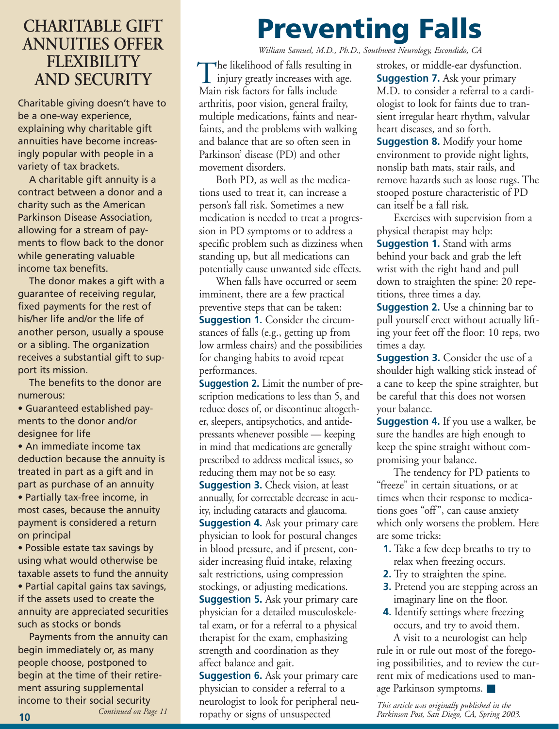## CHARITABLE GIFT ANNUITIES OFFER FLEXIBILITY AND SECURITY

Charitable giving doesn't have to be a one-way experience, explaining why charitable gift annuities have become increasingly popular with people in a variety of tax brackets.

A charitable gift annuity is a contract between a donor and a charity such as the American Parkinson Disease Association, allowing for a stream of payments to flow back to the donor while generating valuable income tax benefits.

The donor makes a gift with a guarantee of receiving regular, fixed payments for the rest of his/her life and/or the life of another person, usually a spouse or a sibling. The organization receives a substantial gift to support its mission.

The benefits to the donor are numerous:

- Guaranteed established payments to the donor and/or designee for life
- An immediate income tax deduction because the annuity is treated in part as a gift and in part as purchase of an annuity
- Partially tax-free income, in most cases, because the annuity payment is considered a return on principal
- Possible estate tax savings by using what would otherwise be taxable assets to fund the annuity
- Partial capital gains tax savings, if the assets used to create the annuity are appreciated securities such as stocks or bonds

Payments from the annuity can begin immediately or, as many people choose, postponed to begin at the time of their retirement assuring supplemental income to their social security

*Continued on Page 11*

# Preventing Falls

*William Samuel, M.D., Ph.D., Southwest Neurology, Escondido, CA*

The likelihood of falls resulting in injury greatly increases with age. Main risk factors for falls include arthritis, poor vision, general frailty, multiple medications, faints and near-faints, and the problems with walking and balance that are so often seen in Parkinson' disease (PD) and other movement disorders.

Both PD, as well as the medications used to treat it, can increase a person's fall risk. Sometimes a new medication is needed to treat a progression in PD symptoms or to address a specific problem such as dizziness when standing up, but all medications can potentially cause unwanted side effects.

When falls have occurred or seem imminent, there are a few practical preventive steps that can be taken:

**Suggestion 1.** Consider the circumstances of falls (e.g., getting up from low armless chairs) and the possibilities for changing habits to avoid repeat performances.

**Suggestion 2.** Limit the number of prescription medications to less than 5, and reduce doses of, or discontinue altogether, sleepers, antipsychotics, and antidepressants whenever possible — keeping in mind that medications are generally prescribed to address medical issues, so reducing them may not be so easy.

**Suggestion 3.** Check vision, at least annually, for correctable decrease in acuity, including cataracts and glaucoma.

**Suggestion 4.** Ask your primary care physician to look for postural changes in blood pressure, and if present, consider increasing fluid intake, relaxing salt restrictions, using compression stockings, or adjusting medications.

**Suggestion 5.** Ask your primary care physician for a detailed musculoskeletal exam, or for a referral to a physical therapist for the exam, emphasizing strength and coordination as they affect balance and gait.

**Suggestion 6.** Ask your primary care physician to consider a referral to a neurologist to look for peripheral neuropathy or signs of unsuspected strokes, or middle-ear dysfunction.

**Suggestion 7.** Ask your primary M.D. to consider a referral to a cardiologist to look for faints due to transient irregular heart rhythm, valvular heart diseases, and so forth.

**Suggestion 8.** Modify your home environment to provide night lights, nonslip bath mats, stair rails, and remove hazards such as loose rugs. The stooped posture characteristic of PD can itself be a fall risk.

Exercises with supervision from a physical therapist may help:

**Suggestion 1.** Stand with arms behind your back and grab the left wrist with the right hand and pull down to straighten the spine: 20 repetitions, three times a day.

**Suggestion 2.** Use a chinning bar to pull yourself erect without actually lifting your feet off the floor: 10 reps, two times a day.

**Suggestion 3.** Consider the use of a shoulder high walking stick instead of a cane to keep the spine straighter, but be careful that this does not worsen your balance.

**Suggestion 4.** If you use a walker, be sure the handles are high enough to keep the spine straight without compromising your balance.

The tendency for PD patients to "freeze" in certain situations, or at times when their response to medications goes "off", can cause anxiety which only worsens the problem. Here are some tricks:

1. Take a few deep breaths to try to relax when freezing occurs.
2. Try to straighten the spine.
3. Pretend you are stepping across an imaginary line on the floor.
4. Identify settings where freezing occurs, and try to avoid them.

A visit to a neurologist can help rule in or rule out most of the foregoing possibilities, and to review the current mix of medications used to manage Parkinson symptoms. ■

*This article was originally published in the Parkinson Post, San Diego, CA, Spring 2003.*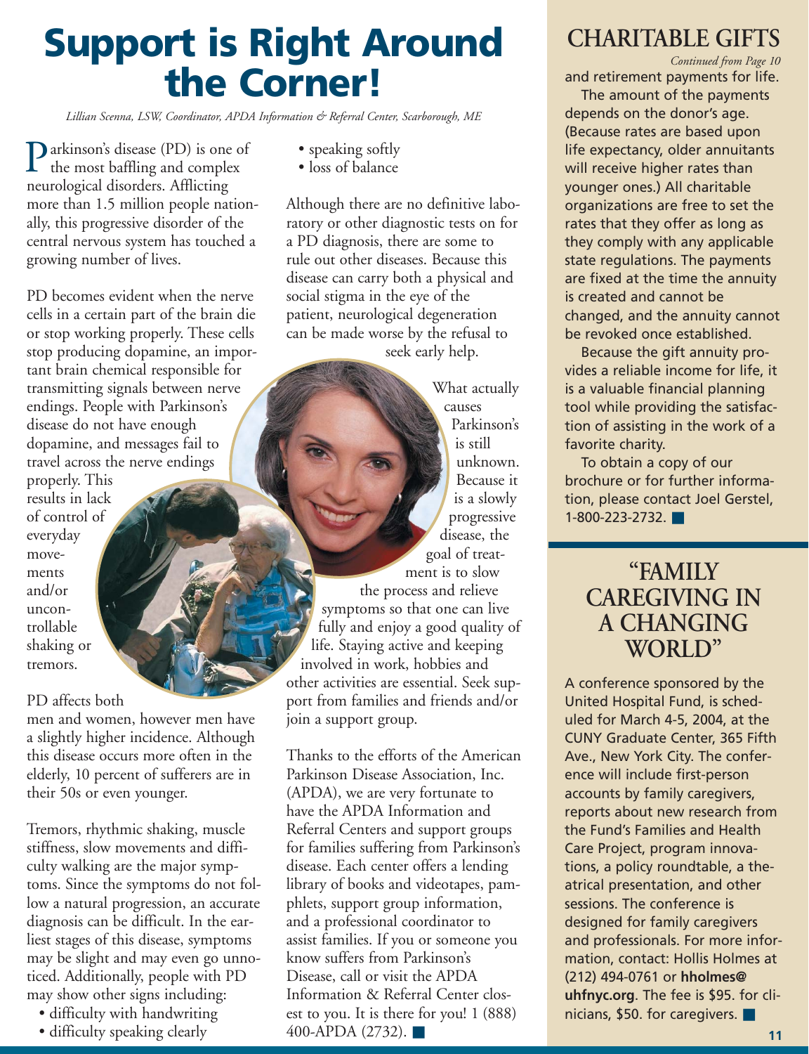# Support is Right Around the Corner!

*Lillian Scenna, LSW, Coordinator, APDA Information & Referral Center, Scarborough, ME*

Parkinson's disease (PD) is one of the most baffling and complex neurological disorders. Afflicting more than 1.5 million people nationally, this progressive disorder of the central nervous system has touched a growing number of lives.

PD becomes evident when the nerve cells in a certain part of the brain die or stop working properly. These cells stop producing dopamine, an important brain chemical responsible for transmitting signals between nerve endings. People with Parkinson's disease do not have enough dopamine, and messages fail to travel across the nerve endings properly. This results in lack of control of everyday movements and/or uncontrollable shaking or tremors.

PD affects both men and women, however men have a slightly higher incidence. Although this disease occurs more often in the elderly, 10 percent of sufferers are in their 50s or even younger.

Tremors, rhythmic shaking, muscle stiffness, slow movements and difficulty walking are the major symptoms. Since the symptoms do not follow a natural progression, an accurate diagnosis can be difficult. In the earliest stages of this disease, symptoms may be slight and may even go unnoticed. Additionally, people with PD may show other signs including:

- difficulty with handwriting
- difficulty speaking clearly
- speaking softly
- loss of balance

Although there are no definitive laboratory or other diagnostic tests on for a PD diagnosis, there are some to rule out other diseases. Because this disease can carry both a physical and social stigma in the eye of the patient, neurological degeneration can be made worse by the refusal to seek early help.

What actually causes Parkinson's is still unknown. Because it is a slowly progressive disease, the goal of treatment is to slow the process and relieve symptoms so that one can live fully and enjoy a good quality of life. Staying active and keeping involved in work, hobbies and other activities are essential. Seek support from families and friends and/or join a support group.

Thanks to the efforts of the American Parkinson Disease Association, Inc. (APDA), we are very fortunate to have the APDA Information and Referral Centers and support groups for families suffering from Parkinson's disease. Each center offers a lending library of books and videotapes, pamphlets, support group information, and a professional coordinator to assist families. If you or someone you know suffers from Parkinson's Disease, call or visit the APDA Information & Referral Center closest to you. It is there for you! 1 (888) 400-APDA (2732). ■

## CHARITABLE GIFTS

*Continued from Page 10*

and retirement payments for life.

The amount of the payments depends on the donor's age. (Because rates are based upon life expectancy, older annuitants will receive higher rates than younger ones.) All charitable organizations are free to set the rates that they offer as long as they comply with any applicable state regulations. The payments are fixed at the time the annuity is created and cannot be changed, and the annuity cannot be revoked once established.

Because the gift annuity provides a reliable income for life, it is a valuable financial planning tool while providing the satisfaction of assisting in the work of a favorite charity.

To obtain a copy of our brochure or for further information, please contact Joel Gerstel, 1-800-223-2732. ■

## "FAMILY CAREGIVING IN A CHANGING WORLD"

A conference sponsored by the United Hospital Fund, is scheduled for March 4-5, 2004, at the CUNY Graduate Center, 365 Fifth Ave., New York City. The conference will include first-person accounts by family caregivers, reports about new research from the Fund's Families and Health Care Project, program innovations, a policy roundtable, a theatrical presentation, and other sessions. The conference is designed for family caregivers and professionals. For more information, contact: Hollis Holmes at (212) 494-0761 or **hholmes@uhfnyc.org**. The fee is $95. for clinicians, $50. for caregivers. ■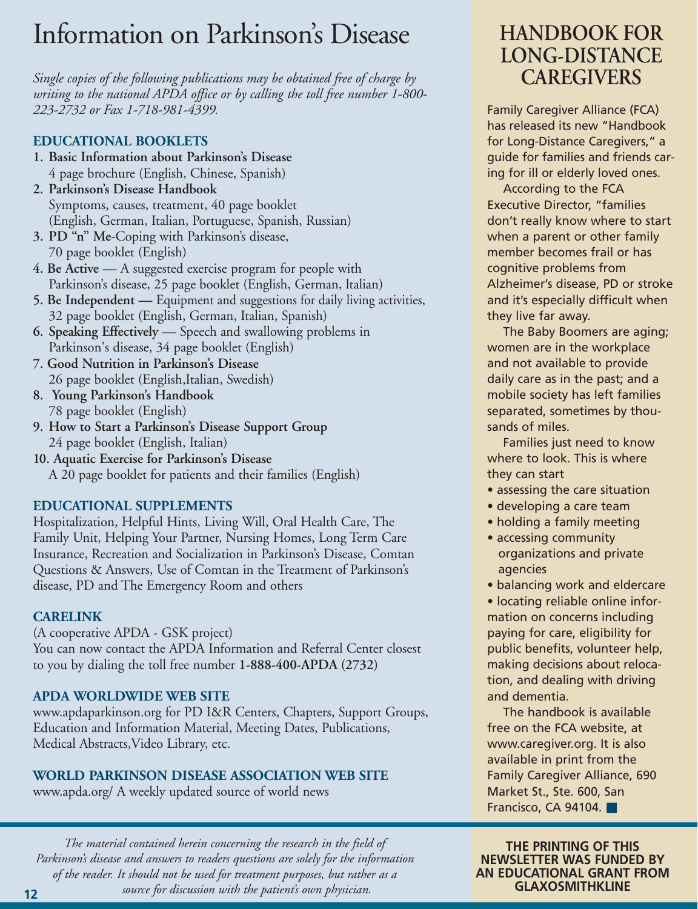# Information on Parkinson's Disease

*Single copies of the following publications may be obtained free of charge by writing to the national APDA office or by calling the toll free number 1-800-223-2732 or Fax 1-718-981-4399.*

### EDUCATIONAL BOOKLETS

1. **Basic Information about Parkinson's Disease**
   4 page brochure (English, Chinese, Spanish)
2. **Parkinson's Disease Handbook**
   Symptoms, causes, treatment, 40 page booklet
   (English, German, Italian, Portuguese, Spanish, Russian)
3. **PD "n" Me**-Coping with Parkinson's disease,
   70 page booklet (English)
4. **Be Active —** A suggested exercise program for people with Parkinson's disease, 25 page booklet (English, German, Italian)
5. **Be Independent —** Equipment and suggestions for daily living activities, 32 page booklet (English, German, Italian, Spanish)
6. **Speaking Effectively —** Speech and swallowing problems in Parkinson's disease, 34 page booklet (English)
7. **Good Nutrition in Parkinson's Disease**
   26 page booklet (English,Italian, Swedish)
8. **Young Parkinson's Handbook**
   78 page booklet (English)
9. **How to Start a Parkinson's Disease Support Group**
   24 page booklet (English, Italian)
10. **Aquatic Exercise for Parkinson's Disease**
    A 20 page booklet for patients and their families (English)

### EDUCATIONAL SUPPLEMENTS

Hospitalization, Helpful Hints, Living Will, Oral Health Care, The Family Unit, Helping Your Partner, Nursing Homes, Long Term Care Insurance, Recreation and Socialization in Parkinson's Disease, Comtan Questions & Answers, Use of Comtan in the Treatment of Parkinson's disease, PD and The Emergency Room and others

### CARELINK

(A cooperative APDA - GSK project)
You can now contact the APDA Information and Referral Center closest to you by dialing the toll free number **1-888-400-APDA (2732)**

### APDA WORLDWIDE WEB SITE

www.apdaparkinson.org for PD I&R Centers, Chapters, Support Groups, Education and Information Material, Meeting Dates, Publications, Medical Abstracts,Video Library, etc.

### WORLD PARKINSON DISEASE ASSOCIATION WEB SITE

www.apda.org/ A weekly updated source of world news

## HANDBOOK FOR LONG-DISTANCE CAREGIVERS

Family Caregiver Alliance (FCA) has released its new "Handbook for Long-Distance Caregivers," a guide for families and friends caring for ill or elderly loved ones.

According to the FCA Executive Director, "families don't really know where to start when a parent or other family member becomes frail or has cognitive problems from Alzheimer's disease, PD or stroke and it's especially difficult when they live far away.

The Baby Boomers are aging; women are in the workplace and not available to provide daily care as in the past; and a mobile society has left families separated, sometimes by thousands of miles.

Families just need to know where to look. This is where they can start

- assessing the care situation
- developing a care team
- holding a family meeting
- accessing community organizations and private agencies
- balancing work and eldercare
- locating reliable online information on concerns including paying for care, eligibility for public benefits, volunteer help, making decisions about relocation, and dealing with driving and dementia.

The handbook is available free on the FCA website, at www.caregiver.org. It is also available in print from the Family Caregiver Alliance, 690 Market St., Ste. 600, San Francisco, CA 94104. ■

*The material contained herein concerning the research in the field of Parkinson's disease and answers to readers questions are solely for the information of the reader. It should not be used for treatment purposes, but rather as a source for discussion with the patient's own physician.*

**THE PRINTING OF THIS NEWSLETTER WAS FUNDED BY AN EDUCATIONAL GRANT FROM GLAXOSMITHKLINE**